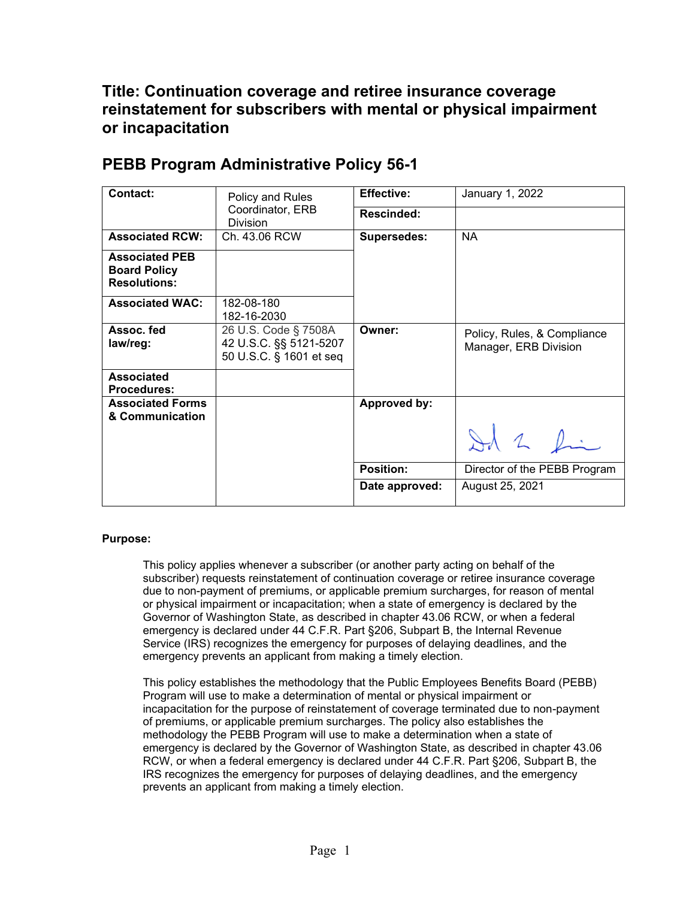# Title: Continuation coverage and retiree insurance coverage reinstatement for subscribers with mental or physical impairment or incapacitation

## PEBB Program Administrative Policy 56-1

| | | | |
|---|---|---|---|
| **Contact:** | Policy and Rules Coordinator, ERB Division | **Effective:** | January 1, 2022 |
| | | **Rescinded:** | |
| **Associated RCW:** | Ch. 43.06 RCW | **Supersedes:** | NA |
| **Associated PEB Board Policy Resolutions:** | | | |
| **Associated WAC:** | 182-08-180<br>182-16-2030 | | |
| **Assoc. fed law/reg:** | 26 U.S. Code § 7508A<br>42 U.S.C. §§ 5121-5207<br>50 U.S.C. § 1601 et seq | **Owner:** | Policy, Rules, & Compliance Manager, ERB Division |
| **Associated Procedures:** | | | |
| **Associated Forms & Communication** | | **Approved by:** | |
| | | **Position:** | Director of the PEBB Program |
| | | **Date approved:** | August 25, 2021 |

**Purpose:**

This policy applies whenever a subscriber (or another party acting on behalf of the subscriber) requests reinstatement of continuation coverage or retiree insurance coverage due to non-payment of premiums, or applicable premium surcharges, for reason of mental or physical impairment or incapacitation; when a state of emergency is declared by the Governor of Washington State, as described in chapter 43.06 RCW, or when a federal emergency is declared under 44 C.F.R. Part §206, Subpart B, the Internal Revenue Service (IRS) recognizes the emergency for purposes of delaying deadlines, and the emergency prevents an applicant from making a timely election.

This policy establishes the methodology that the Public Employees Benefits Board (PEBB) Program will use to make a determination of mental or physical impairment or incapacitation for the purpose of reinstatement of coverage terminated due to non-payment of premiums, or applicable premium surcharges. The policy also establishes the methodology the PEBB Program will use to make a determination when a state of emergency is declared by the Governor of Washington State, as described in chapter 43.06 RCW, or when a federal emergency is declared under 44 C.F.R. Part §206, Subpart B, the IRS recognizes the emergency for purposes of delaying deadlines, and the emergency prevents an applicant from making a timely election.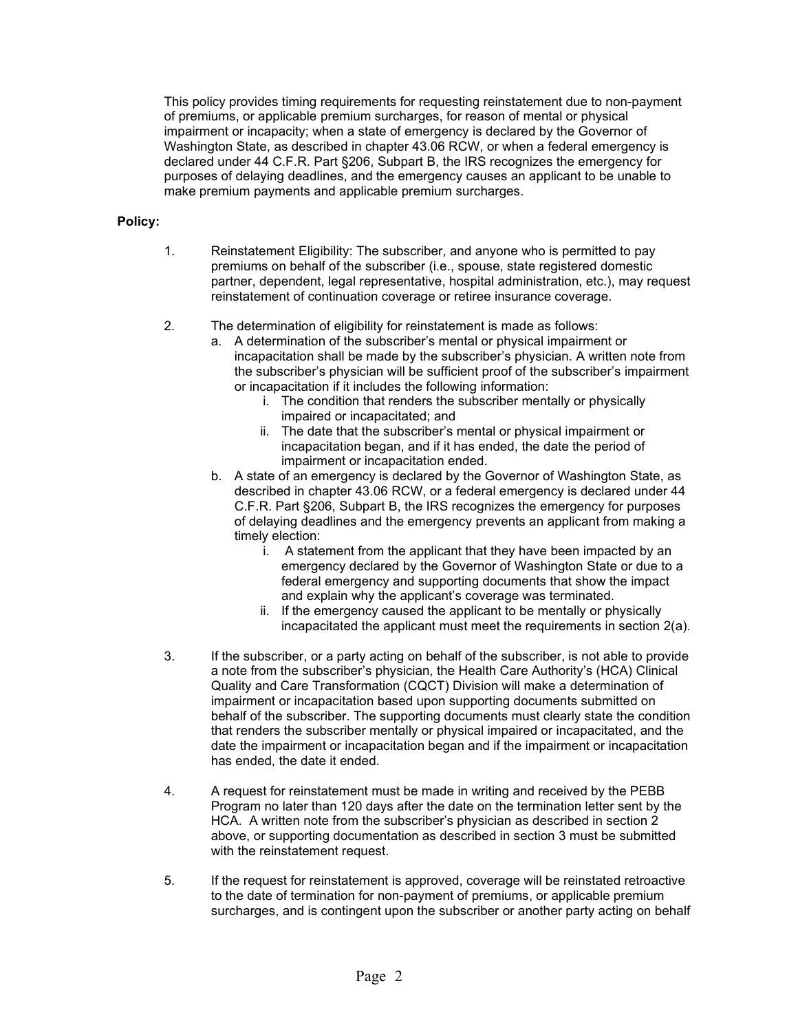This policy provides timing requirements for requesting reinstatement due to non-payment of premiums, or applicable premium surcharges, for reason of mental or physical impairment or incapacity; when a state of emergency is declared by the Governor of Washington State, as described in chapter 43.06 RCW, or when a federal emergency is declared under 44 C.F.R. Part §206, Subpart B, the IRS recognizes the emergency for purposes of delaying deadlines, and the emergency causes an applicant to be unable to make premium payments and applicable premium surcharges.

**Policy:**

1. Reinstatement Eligibility: The subscriber, and anyone who is permitted to pay premiums on behalf of the subscriber (i.e., spouse, state registered domestic partner, dependent, legal representative, hospital administration, etc.), may request reinstatement of continuation coverage or retiree insurance coverage.

2. The determination of eligibility for reinstatement is made as follows:
   a. A determination of the subscriber's mental or physical impairment or incapacitation shall be made by the subscriber's physician. A written note from the subscriber's physician will be sufficient proof of the subscriber's impairment or incapacitation if it includes the following information:
      i. The condition that renders the subscriber mentally or physically impaired or incapacitated; and
      ii. The date that the subscriber's mental or physical impairment or incapacitation began, and if it has ended, the date the period of impairment or incapacitation ended.
   b. A state of an emergency is declared by the Governor of Washington State, as described in chapter 43.06 RCW, or a federal emergency is declared under 44 C.F.R. Part §206, Subpart B, the IRS recognizes the emergency for purposes of delaying deadlines and the emergency prevents an applicant from making a timely election:
      i. A statement from the applicant that they have been impacted by an emergency declared by the Governor of Washington State or due to a federal emergency and supporting documents that show the impact and explain why the applicant's coverage was terminated.
      ii. If the emergency caused the applicant to be mentally or physically incapacitated the applicant must meet the requirements in section 2(a).

3. If the subscriber, or a party acting on behalf of the subscriber, is not able to provide a note from the subscriber's physician, the Health Care Authority's (HCA) Clinical Quality and Care Transformation (CQCT) Division will make a determination of impairment or incapacitation based upon supporting documents submitted on behalf of the subscriber. The supporting documents must clearly state the condition that renders the subscriber mentally or physical impaired or incapacitated, and the date the impairment or incapacitation began and if the impairment or incapacitation has ended, the date it ended.

4. A request for reinstatement must be made in writing and received by the PEBB Program no later than 120 days after the date on the termination letter sent by the HCA. A written note from the subscriber's physician as described in section 2 above, or supporting documentation as described in section 3 must be submitted with the reinstatement request.

5. If the request for reinstatement is approved, coverage will be reinstated retroactive to the date of termination for non-payment of premiums, or applicable premium surcharges, and is contingent upon the subscriber or another party acting on behalf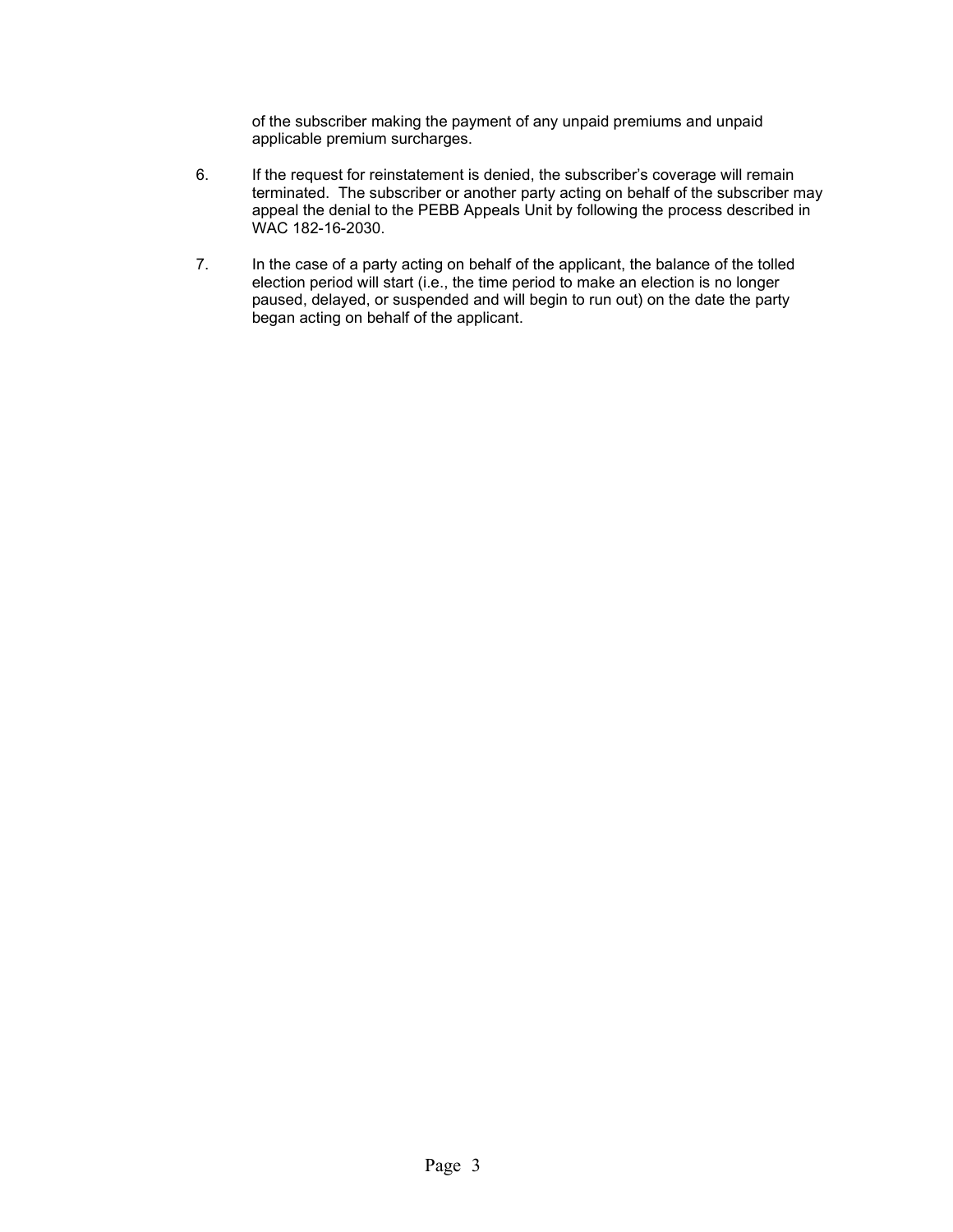of the subscriber making the payment of any unpaid premiums and unpaid applicable premium surcharges.

6. If the request for reinstatement is denied, the subscriber's coverage will remain terminated. The subscriber or another party acting on behalf of the subscriber may appeal the denial to the PEBB Appeals Unit by following the process described in WAC 182-16-2030.

7. In the case of a party acting on behalf of the applicant, the balance of the tolled election period will start (i.e., the time period to make an election is no longer paused, delayed, or suspended and will begin to run out) on the date the party began acting on behalf of the applicant.